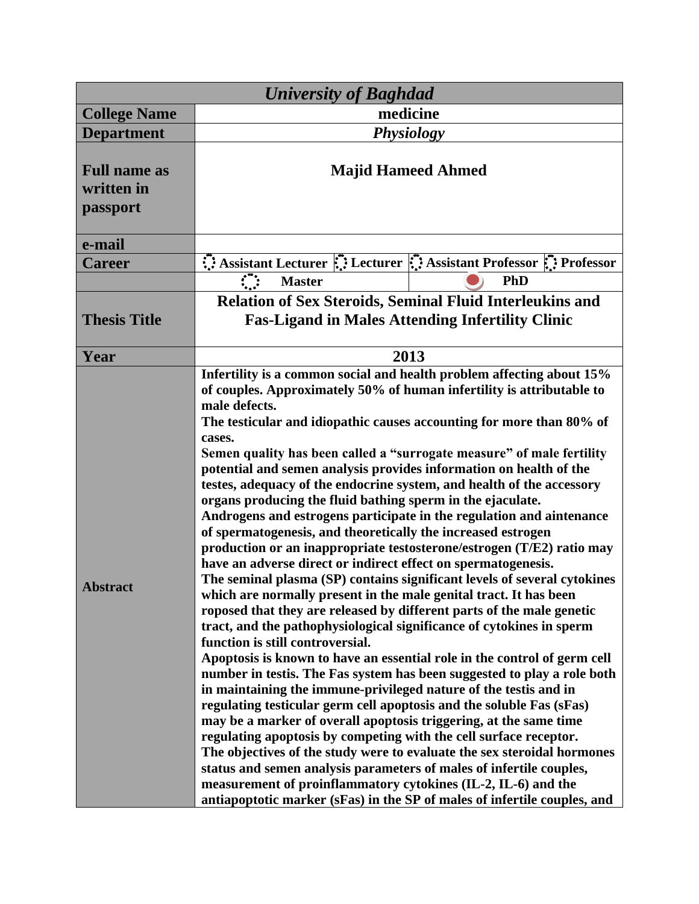| *University of Baghdad* | | | | |
|---|---|---|---|---|
| **College Name** | **medicine** | | | |
| **Department** | ***Physiology*** | | | |
| **Full name as written in passport** | **Majid Hameed Ahmed** | | | |
| **e-mail** | | | | |
| **Career** | ○ **Assistant Lecturer** | ○ **Lecturer** | ○ **Assistant Professor** | ○ **Professor** |
| | ○ **Master** | | ● **PhD** | |
| **Thesis Title** | **Relation of Sex Steroids, Seminal Fluid Interleukins and Fas-Ligand in Males Attending Infertility Clinic** | | | |
| **Year** | **2013** | | | |
| **Abstract** | **Infertility is a common social and health problem affecting about 15% of couples. Approximately 50% of human infertility is attributable to male defects.** **The testicular and idiopathic causes accounting for more than 80% of cases.** **Semen quality has been called a "surrogate measure" of male fertility potential and semen analysis provides information on health of the testes, adequacy of the endocrine system, and health of the accessory organs producing the fluid bathing sperm in the ejaculate.** **Androgens and estrogens participate in the regulation and aintenance of spermatogenesis, and theoretically the increased estrogen production or an inappropriate testosterone/estrogen (T/E2) ratio may have an adverse direct or indirect effect on spermatogenesis.** **The seminal plasma (SP) contains significant levels of several cytokines which are normally present in the male genital tract. It has been roposed that they are released by different parts of the male genetic tract, and the pathophysiological significance of cytokines in sperm function is still controversial.** **Apoptosis is known to have an essential role in the control of germ cell number in testis. The Fas system has been suggested to play a role both in maintaining the immune-privileged nature of the testis and in regulating testicular germ cell apoptosis and the soluble Fas (sFas) may be a marker of overall apoptosis triggering, at the same time regulating apoptosis by competing with the cell surface receptor.** **The objectives of the study were to evaluate the sex steroidal hormones status and semen analysis parameters of males of infertile couples, measurement of proinflammatory cytokines (IL-2, IL-6) and the antiapoptotic marker (sFas) in the SP of males of infertile couples, and** | | | |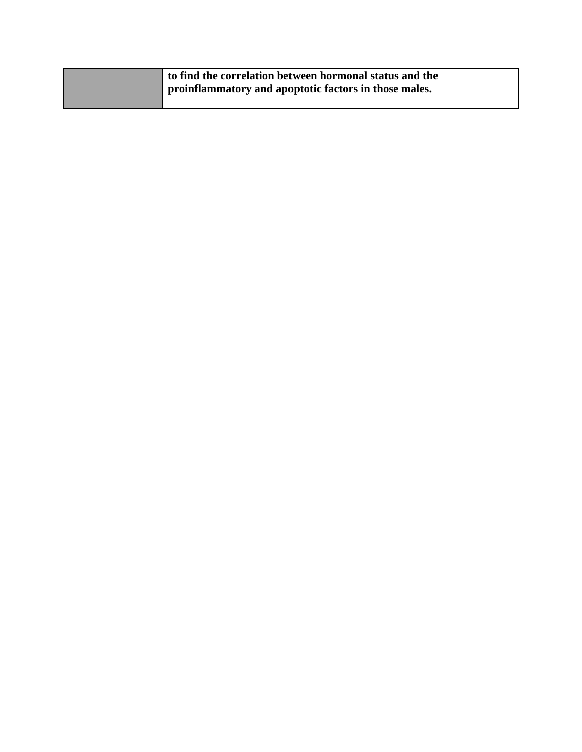| | |
|---|---|
| | **to find the correlation between hormonal status and the proinflammatory and apoptotic factors in those males.** |